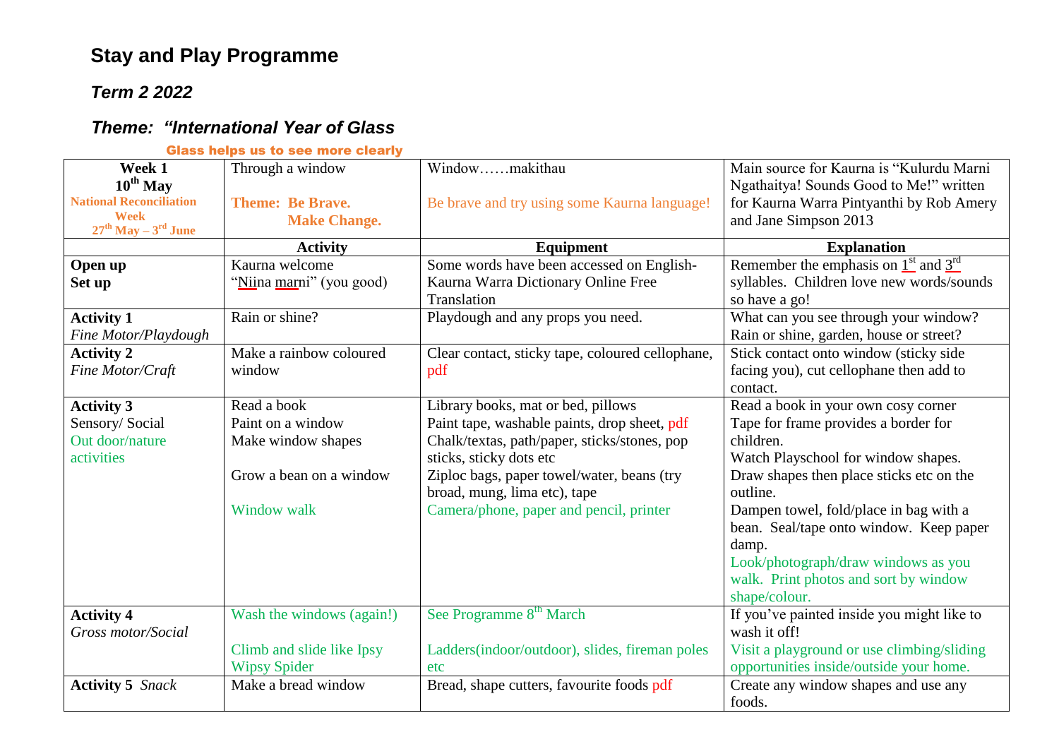# Stay and Play Programme

## *Term 2 2022*

## *Theme: "International Year of Glass*

**Glass helps us to see more clearly**

| **Week 1**<br>**10th May**<br>**National Reconciliation Week**<br>**27th May – 3rd June** | Through a window<br><br>**Theme: Be Brave. Make Change.** | Window……makithau<br><br>Be brave and try using some Kaurna language! | Main source for Kaurna is "Kulurdu Marni Ngathaitya! Sounds Good to Me!" written for Kaurna Warra Pintyanthi by Rob Amery and Jane Simpson 2013 |
|---|---|---|---|
| | **Activity** | **Equipment** | **Explanation** |
| **Open up**<br>**Set up** | Kaurna welcome<br>"Niina marni" (you good) | Some words have been accessed on English-Kaurna Warra Dictionary Online Free Translation | Remember the emphasis on 1st and 3rd syllables. Children love new words/sounds so have a go! |
| **Activity 1**<br>*Fine Motor/Playdough* | Rain or shine? | Playdough and any props you need. | What can you see through your window? Rain or shine, garden, house or street? |
| **Activity 2**<br>*Fine Motor/Craft* | Make a rainbow coloured window | Clear contact, sticky tape, coloured cellophane, pdf | Stick contact onto window (sticky side facing you), cut cellophane then add to contact. |
| **Activity 3**<br>Sensory/ Social<br>Out door/nature activities | Read a book<br>Paint on a window<br>Make window shapes<br><br>Grow a bean on a window<br><br>Window walk | Library books, mat or bed, pillows<br>Paint tape, washable paints, drop sheet, pdf<br>Chalk/textas, path/paper, sticks/stones, pop sticks, sticky dots etc<br>Ziploc bags, paper towel/water, beans (try broad, mung, lima etc), tape<br>Camera/phone, paper and pencil, printer | Read a book in your own cosy corner<br>Tape for frame provides a border for children.<br>Watch Playschool for window shapes. Draw shapes then place sticks etc on the outline.<br>Dampen towel, fold/place in bag with a bean. Seal/tape onto window. Keep paper damp.<br>Look/photograph/draw windows as you walk. Print photos and sort by window shape/colour. |
| **Activity 4**<br>*Gross motor/Social* | Wash the windows (again!)<br><br>Climb and slide like Ipsy Wipsy Spider | See Programme 8th March<br><br>Ladders(indoor/outdoor), slides, fireman poles etc | If you've painted inside you might like to wash it off!<br>Visit a playground or use climbing/sliding opportunities inside/outside your home. |
| **Activity 5** *Snack* | Make a bread window | Bread, shape cutters, favourite foods pdf | Create any window shapes and use any foods. |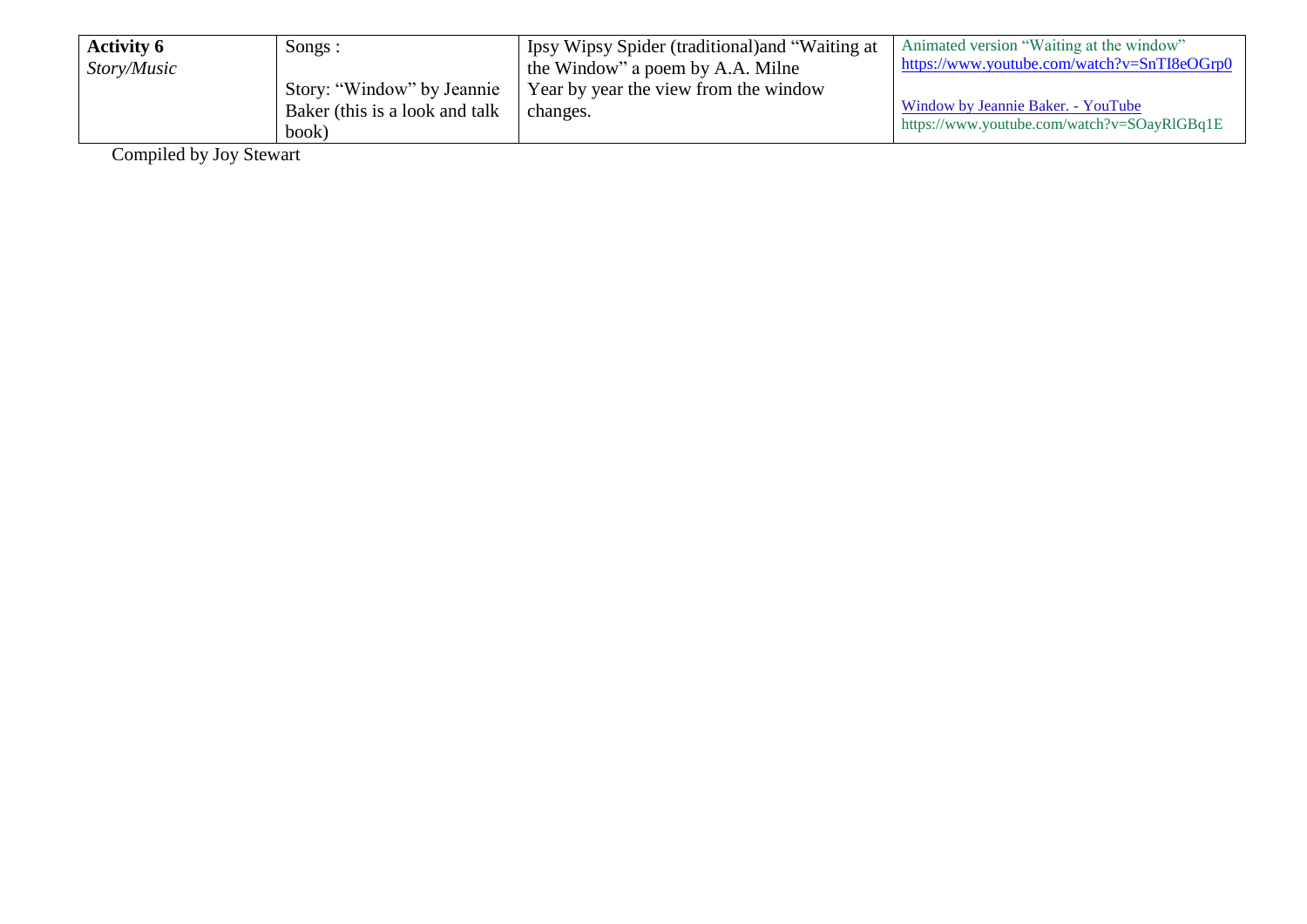| | | | |
|---|---|---|---|
| **Activity 6** *Story/Music* | Songs :<br><br>Story: "Window" by Jeannie Baker (this is a look and talk book) | Ipsy Wipsy Spider (traditional)and "Waiting at the Window" a poem by A.A. Milne<br>Year by year the view from the window changes. | Animated version "Waiting at the window" https://www.youtube.com/watch?v=SnTI8eOGrp0<br><br>Window by Jeannie Baker. - YouTube https://www.youtube.com/watch?v=SOayRlGBq1E |

Compiled by Joy Stewart